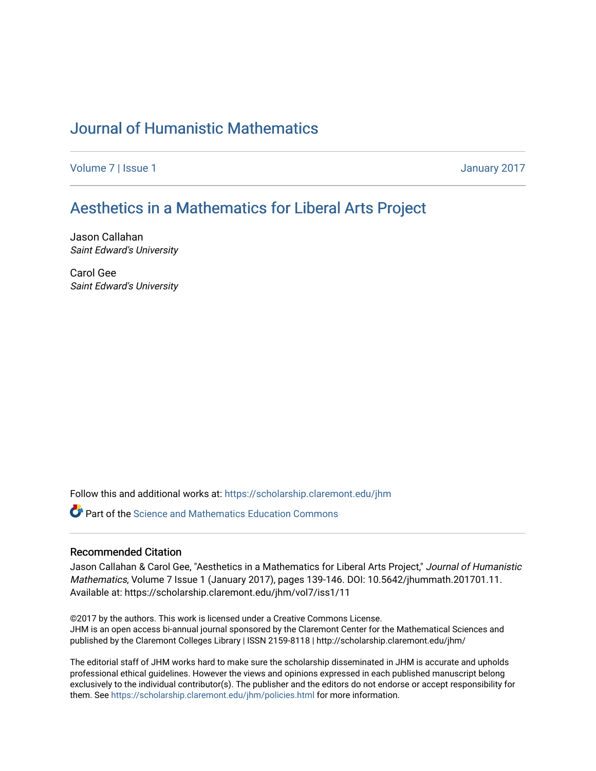# Journal of Humanistic Mathematics

Volume 7 | Issue 1 January 2017

## Aesthetics in a Mathematics for Liberal Arts Project

Jason Callahan
*Saint Edward's University*

Carol Gee
*Saint Edward's University*

Follow this and additional works at: https://scholarship.claremont.edu/jhm

Part of the Science and Mathematics Education Commons

### Recommended Citation

Jason Callahan & Carol Gee, "Aesthetics in a Mathematics for Liberal Arts Project," *Journal of Humanistic Mathematics*, Volume 7 Issue 1 (January 2017), pages 139-146. DOI: 10.5642/jhummath.201701.11. Available at: https://scholarship.claremont.edu/jhm/vol7/iss1/11

©2017 by the authors. This work is licensed under a Creative Commons License.
JHM is an open access bi-annual journal sponsored by the Claremont Center for the Mathematical Sciences and published by the Claremont Colleges Library | ISSN 2159-8118 | http://scholarship.claremont.edu/jhm/

The editorial staff of JHM works hard to make sure the scholarship disseminated in JHM is accurate and upholds professional ethical guidelines. However the views and opinions expressed in each published manuscript belong exclusively to the individual contributor(s). The publisher and the editors do not endorse or accept responsibility for them. See https://scholarship.claremont.edu/jhm/policies.html for more information.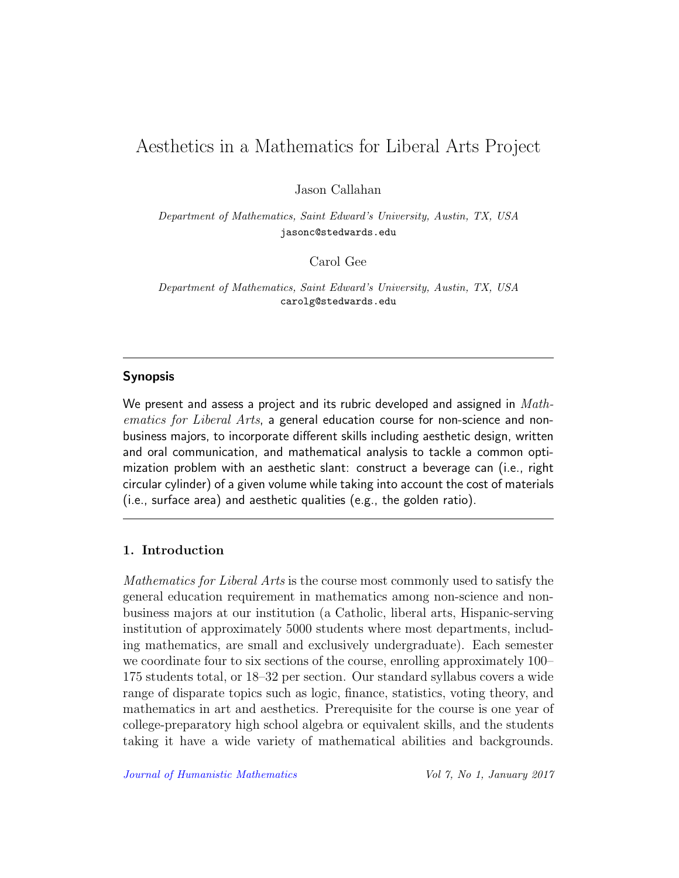# Aesthetics in a Mathematics for Liberal Arts Project

Jason Callahan

*Department of Mathematics, Saint Edward's University, Austin, TX, USA*
jasonc@stedwards.edu

Carol Gee

*Department of Mathematics, Saint Edward's University, Austin, TX, USA*
carolg@stedwards.edu

---

## Synopsis

We present and assess a project and its rubric developed and assigned in *Mathematics for Liberal Arts*, a general education course for non-science and non-business majors, to incorporate different skills including aesthetic design, written and oral communication, and mathematical analysis to tackle a common optimization problem with an aesthetic slant: construct a beverage can (i.e., right circular cylinder) of a given volume while taking into account the cost of materials (i.e., surface area) and aesthetic qualities (e.g., the golden ratio).

---

## 1. Introduction

*Mathematics for Liberal Arts* is the course most commonly used to satisfy the general education requirement in mathematics among non-science and non-business majors at our institution (a Catholic, liberal arts, Hispanic-serving institution of approximately 5000 students where most departments, including mathematics, are small and exclusively undergraduate). Each semester we coordinate four to six sections of the course, enrolling approximately 100–175 students total, or 18–32 per section. Our standard syllabus covers a wide range of disparate topics such as logic, finance, statistics, voting theory, and mathematics in art and aesthetics. Prerequisite for the course is one year of college-preparatory high school algebra or equivalent skills, and the students taking it have a wide variety of mathematical abilities and backgrounds.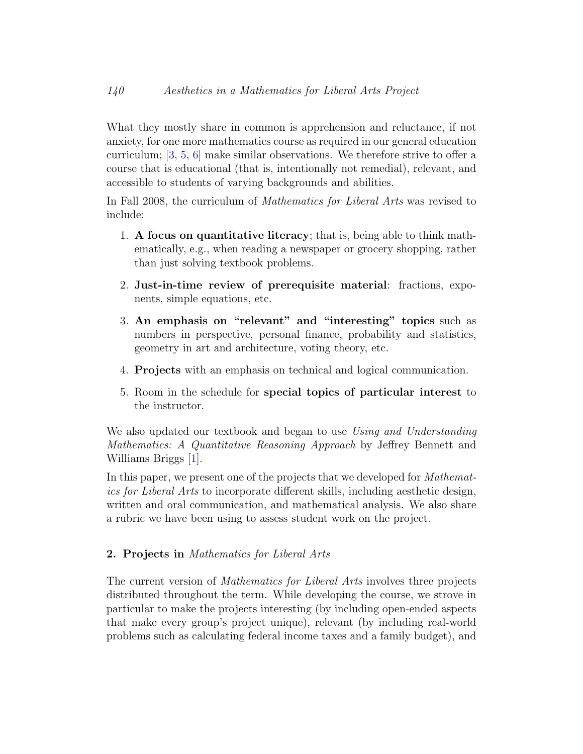What they mostly share in common is apprehension and reluctance, if not anxiety, for one more mathematics course as required in our general education curriculum; [3, 5, 6] make similar observations. We therefore strive to offer a course that is educational (that is, intentionally not remedial), relevant, and accessible to students of varying backgrounds and abilities.

In Fall 2008, the curriculum of *Mathematics for Liberal Arts* was revised to include:

1. **A focus on quantitative literacy**; that is, being able to think mathematically, e.g., when reading a newspaper or grocery shopping, rather than just solving textbook problems.
2. **Just-in-time review of prerequisite material**: fractions, exponents, simple equations, etc.
3. **An emphasis on "relevant" and "interesting" topics** such as numbers in perspective, personal finance, probability and statistics, geometry in art and architecture, voting theory, etc.
4. **Projects** with an emphasis on technical and logical communication.
5. Room in the schedule for **special topics of particular interest** to the instructor.

We also updated our textbook and began to use *Using and Understanding Mathematics: A Quantitative Reasoning Approach* by Jeffrey Bennett and Williams Briggs [1].

In this paper, we present one of the projects that we developed for *Mathematics for Liberal Arts* to incorporate different skills, including aesthetic design, written and oral communication, and mathematical analysis. We also share a rubric we have been using to assess student work on the project.

## 2. Projects in *Mathematics for Liberal Arts*

The current version of *Mathematics for Liberal Arts* involves three projects distributed throughout the term. While developing the course, we strove in particular to make the projects interesting (by including open-ended aspects that make every group's project unique), relevant (by including real-world problems such as calculating federal income taxes and a family budget), and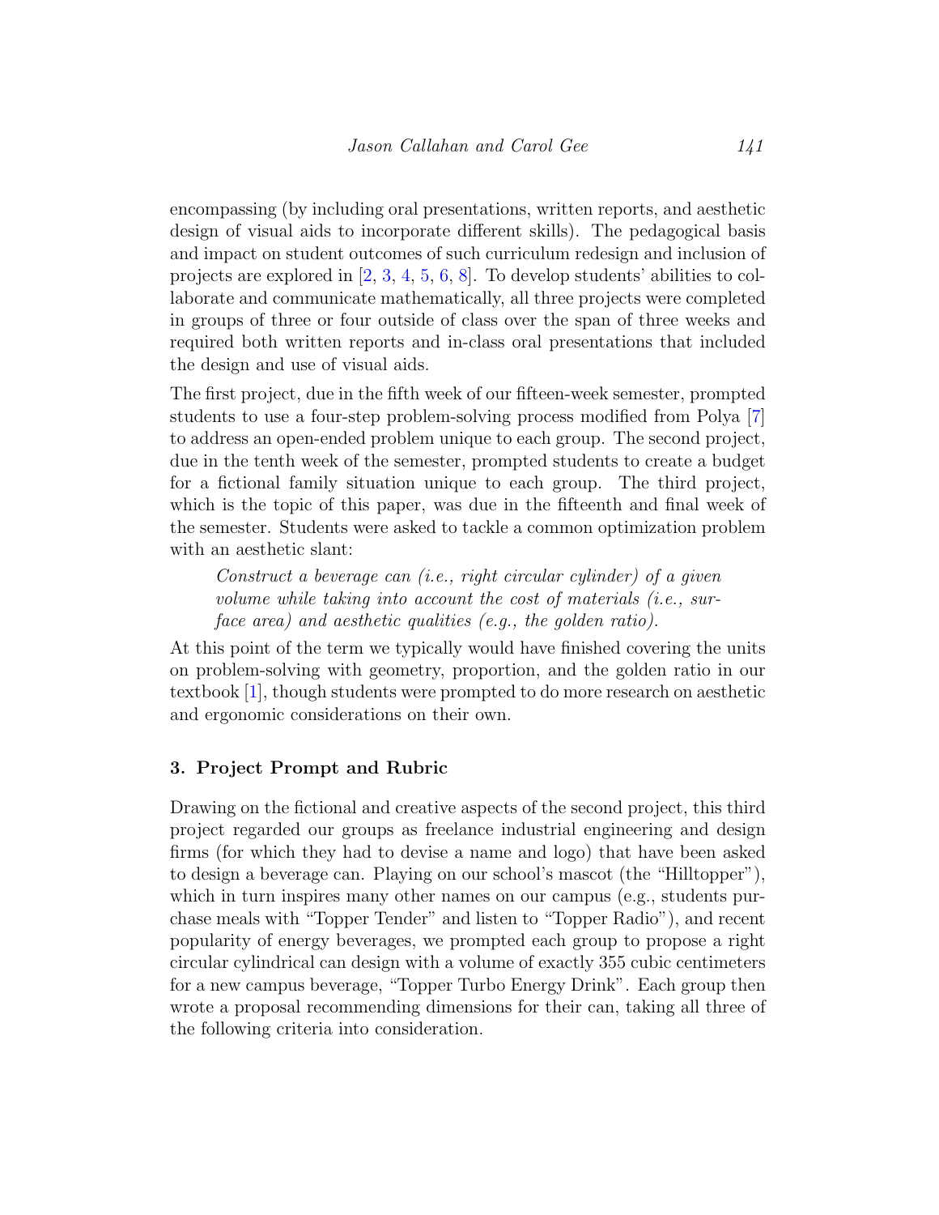encompassing (by including oral presentations, written reports, and aesthetic design of visual aids to incorporate different skills). The pedagogical basis and impact on student outcomes of such curriculum redesign and inclusion of projects are explored in [2, 3, 4, 5, 6, 8]. To develop students' abilities to collaborate and communicate mathematically, all three projects were completed in groups of three or four outside of class over the span of three weeks and required both written reports and in-class oral presentations that included the design and use of visual aids.

The first project, due in the fifth week of our fifteen-week semester, prompted students to use a four-step problem-solving process modified from Polya [7] to address an open-ended problem unique to each group. The second project, due in the tenth week of the semester, prompted students to create a budget for a fictional family situation unique to each group. The third project, which is the topic of this paper, was due in the fifteenth and final week of the semester. Students were asked to tackle a common optimization problem with an aesthetic slant:

> *Construct a beverage can (i.e., right circular cylinder) of a given volume while taking into account the cost of materials (i.e., surface area) and aesthetic qualities (e.g., the golden ratio).*

At this point of the term we typically would have finished covering the units on problem-solving with geometry, proportion, and the golden ratio in our textbook [1], though students were prompted to do more research on aesthetic and ergonomic considerations on their own.

## 3. Project Prompt and Rubric

Drawing on the fictional and creative aspects of the second project, this third project regarded our groups as freelance industrial engineering and design firms (for which they had to devise a name and logo) that have been asked to design a beverage can. Playing on our school's mascot (the "Hilltopper"), which in turn inspires many other names on our campus (e.g., students purchase meals with "Topper Tender" and listen to "Topper Radio"), and recent popularity of energy beverages, we prompted each group to propose a right circular cylindrical can design with a volume of exactly 355 cubic centimeters for a new campus beverage, "Topper Turbo Energy Drink". Each group then wrote a proposal recommending dimensions for their can, taking all three of the following criteria into consideration.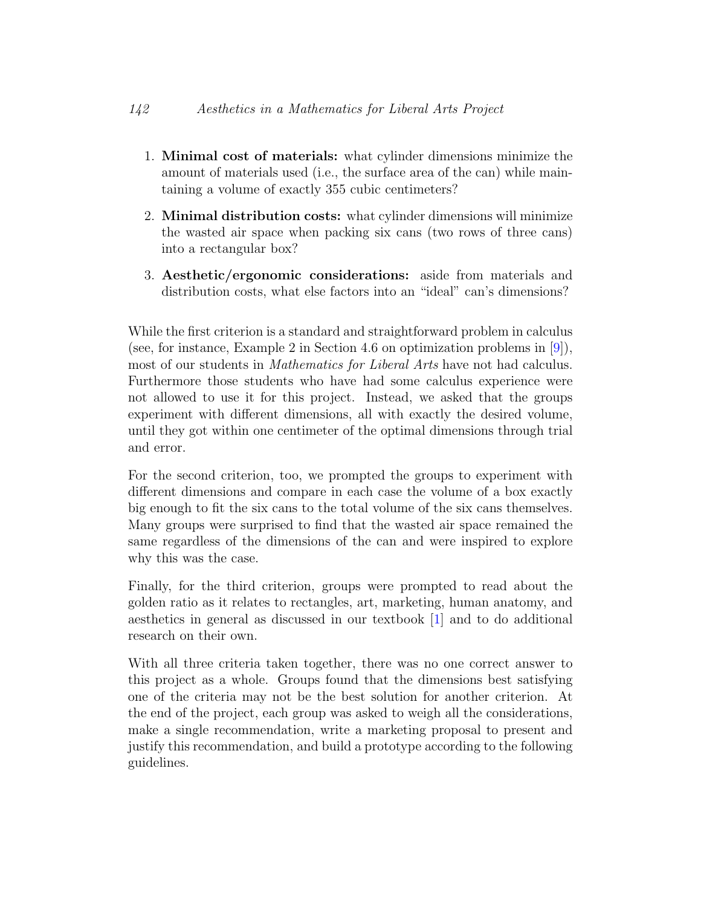1. **Minimal cost of materials:** what cylinder dimensions minimize the amount of materials used (i.e., the surface area of the can) while maintaining a volume of exactly 355 cubic centimeters?

2. **Minimal distribution costs:** what cylinder dimensions will minimize the wasted air space when packing six cans (two rows of three cans) into a rectangular box?

3. **Aesthetic/ergonomic considerations:** aside from materials and distribution costs, what else factors into an "ideal" can's dimensions?

While the first criterion is a standard and straightforward problem in calculus (see, for instance, Example 2 in Section 4.6 on optimization problems in [9]), most of our students in *Mathematics for Liberal Arts* have not had calculus. Furthermore those students who have had some calculus experience were not allowed to use it for this project. Instead, we asked that the groups experiment with different dimensions, all with exactly the desired volume, until they got within one centimeter of the optimal dimensions through trial and error.

For the second criterion, too, we prompted the groups to experiment with different dimensions and compare in each case the volume of a box exactly big enough to fit the six cans to the total volume of the six cans themselves. Many groups were surprised to find that the wasted air space remained the same regardless of the dimensions of the can and were inspired to explore why this was the case.

Finally, for the third criterion, groups were prompted to read about the golden ratio as it relates to rectangles, art, marketing, human anatomy, and aesthetics in general as discussed in our textbook [1] and to do additional research on their own.

With all three criteria taken together, there was no one correct answer to this project as a whole. Groups found that the dimensions best satisfying one of the criteria may not be the best solution for another criterion. At the end of the project, each group was asked to weigh all the considerations, make a single recommendation, write a marketing proposal to present and justify this recommendation, and build a prototype according to the following guidelines.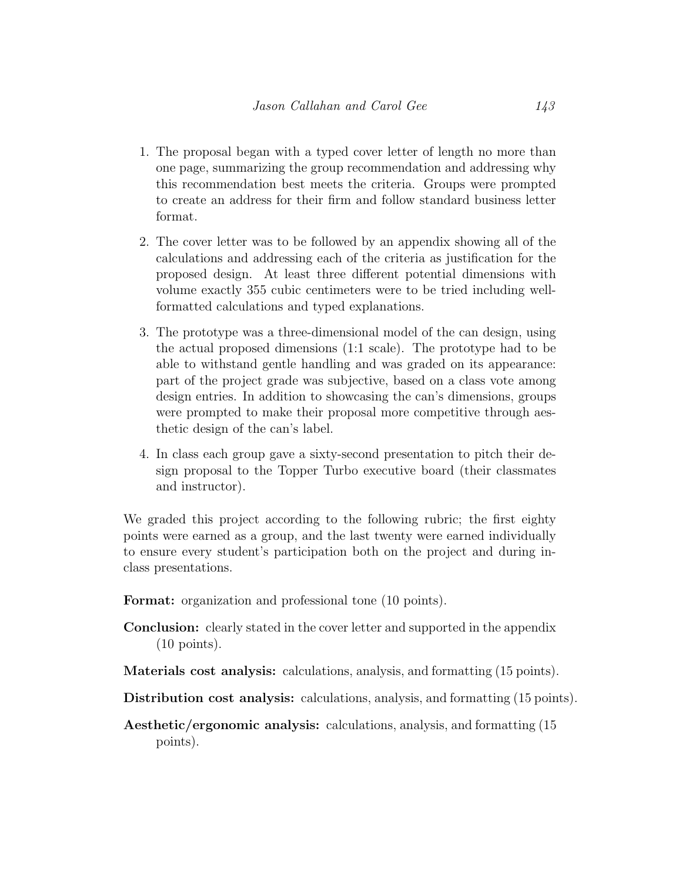1. The proposal began with a typed cover letter of length no more than one page, summarizing the group recommendation and addressing why this recommendation best meets the criteria. Groups were prompted to create an address for their firm and follow standard business letter format.

2. The cover letter was to be followed by an appendix showing all of the calculations and addressing each of the criteria as justification for the proposed design. At least three different potential dimensions with volume exactly 355 cubic centimeters were to be tried including well-formatted calculations and typed explanations.

3. The prototype was a three-dimensional model of the can design, using the actual proposed dimensions (1:1 scale). The prototype had to be able to withstand gentle handling and was graded on its appearance: part of the project grade was subjective, based on a class vote among design entries. In addition to showcasing the can's dimensions, groups were prompted to make their proposal more competitive through aesthetic design of the can's label.

4. In class each group gave a sixty-second presentation to pitch their design proposal to the Topper Turbo executive board (their classmates and instructor).

We graded this project according to the following rubric; the first eighty points were earned as a group, and the last twenty were earned individually to ensure every student's participation both on the project and during in-class presentations.

**Format:** organization and professional tone (10 points).

**Conclusion:** clearly stated in the cover letter and supported in the appendix (10 points).

**Materials cost analysis:** calculations, analysis, and formatting (15 points).

**Distribution cost analysis:** calculations, analysis, and formatting (15 points).

**Aesthetic/ergonomic analysis:** calculations, analysis, and formatting (15 points).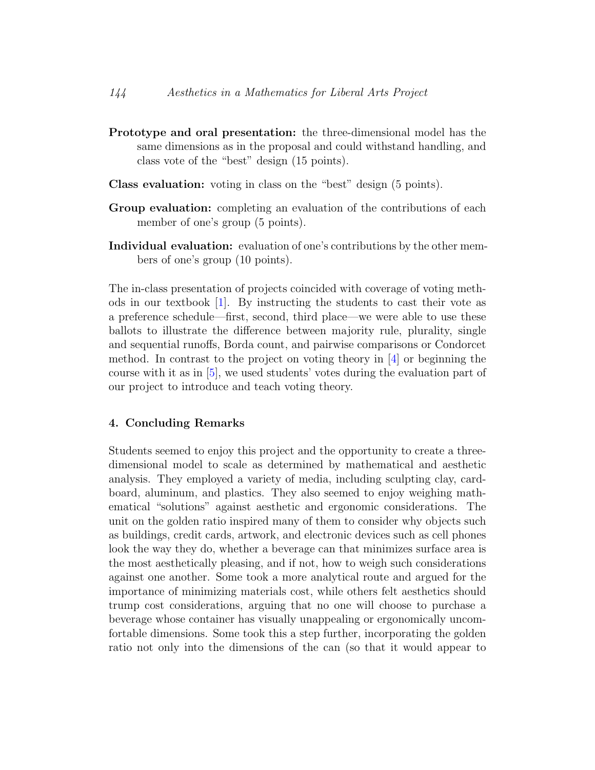**Prototype and oral presentation:** the three-dimensional model has the same dimensions as in the proposal and could withstand handling, and class vote of the "best" design (15 points).

**Class evaluation:** voting in class on the "best" design (5 points).

**Group evaluation:** completing an evaluation of the contributions of each member of one's group (5 points).

**Individual evaluation:** evaluation of one's contributions by the other members of one's group (10 points).

The in-class presentation of projects coincided with coverage of voting methods in our textbook [1]. By instructing the students to cast their vote as a preference schedule—first, second, third place—we were able to use these ballots to illustrate the difference between majority rule, plurality, single and sequential runoffs, Borda count, and pairwise comparisons or Condorcet method. In contrast to the project on voting theory in [4] or beginning the course with it as in [5], we used students' votes during the evaluation part of our project to introduce and teach voting theory.

## 4. Concluding Remarks

Students seemed to enjoy this project and the opportunity to create a three-dimensional model to scale as determined by mathematical and aesthetic analysis. They employed a variety of media, including sculpting clay, cardboard, aluminum, and plastics. They also seemed to enjoy weighing mathematical "solutions" against aesthetic and ergonomic considerations. The unit on the golden ratio inspired many of them to consider why objects such as buildings, credit cards, artwork, and electronic devices such as cell phones look the way they do, whether a beverage can that minimizes surface area is the most aesthetically pleasing, and if not, how to weigh such considerations against one another. Some took a more analytical route and argued for the importance of minimizing materials cost, while others felt aesthetics should trump cost considerations, arguing that no one will choose to purchase a beverage whose container has visually unappealing or ergonomically uncomfortable dimensions. Some took this a step further, incorporating the golden ratio not only into the dimensions of the can (so that it would appear to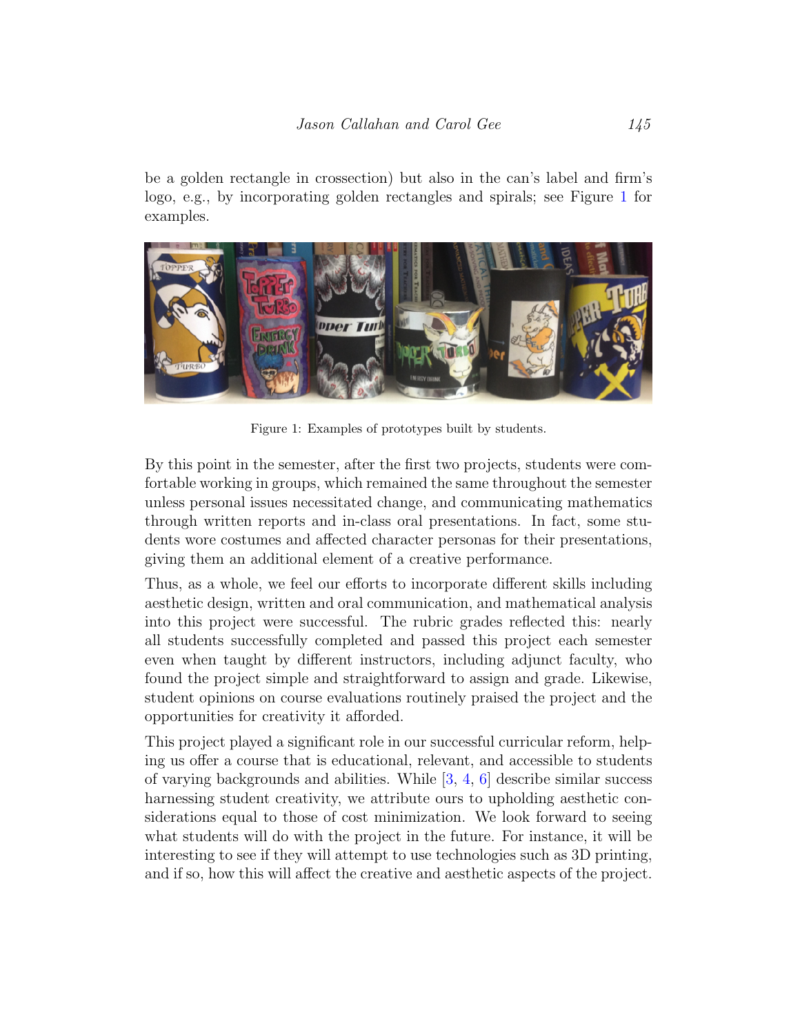be a golden rectangle in crossection) but also in the can's label and firm's logo, e.g., by incorporating golden rectangles and spirals; see Figure 1 for examples.

Figure 1: Examples of prototypes built by students.

By this point in the semester, after the first two projects, students were comfortable working in groups, which remained the same throughout the semester unless personal issues necessitated change, and communicating mathematics through written reports and in-class oral presentations. In fact, some students wore costumes and affected character personas for their presentations, giving them an additional element of a creative performance.

Thus, as a whole, we feel our efforts to incorporate different skills including aesthetic design, written and oral communication, and mathematical analysis into this project were successful. The rubric grades reflected this: nearly all students successfully completed and passed this project each semester even when taught by different instructors, including adjunct faculty, who found the project simple and straightforward to assign and grade. Likewise, student opinions on course evaluations routinely praised the project and the opportunities for creativity it afforded.

This project played a significant role in our successful curricular reform, helping us offer a course that is educational, relevant, and accessible to students of varying backgrounds and abilities. While [3, 4, 6] describe similar success harnessing student creativity, we attribute ours to upholding aesthetic considerations equal to those of cost minimization. We look forward to seeing what students will do with the project in the future. For instance, it will be interesting to see if they will attempt to use technologies such as 3D printing, and if so, how this will affect the creative and aesthetic aspects of the project.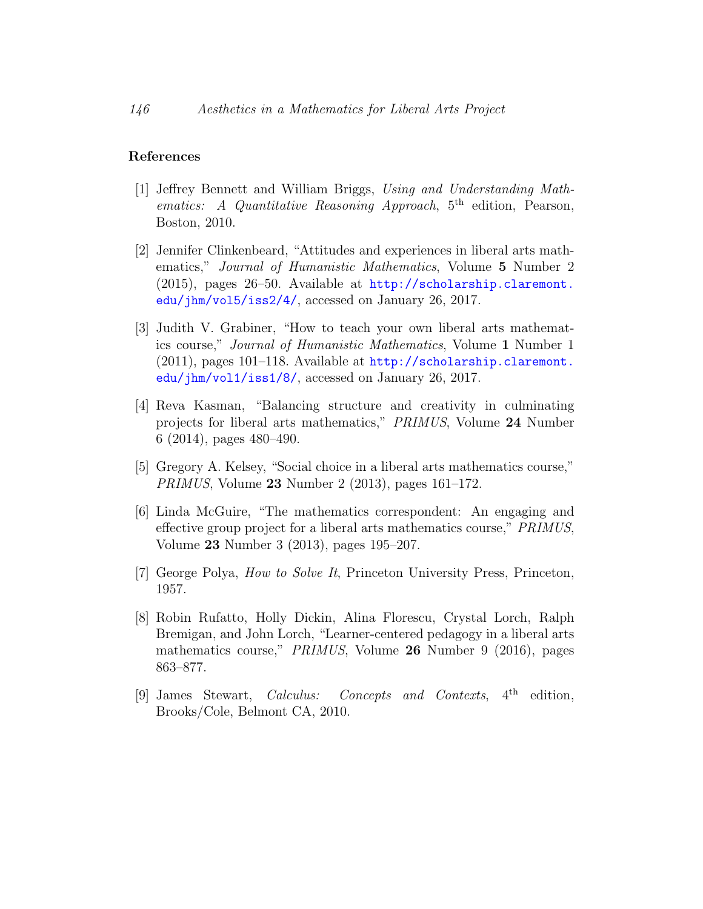## References

[1] Jeffrey Bennett and William Briggs, *Using and Understanding Mathematics: A Quantitative Reasoning Approach*, 5th edition, Pearson, Boston, 2010.

[2] Jennifer Clinkenbeard, "Attitudes and experiences in liberal arts mathematics," *Journal of Humanistic Mathematics*, Volume **5** Number 2 (2015), pages 26–50. Available at http://scholarship.claremont.edu/jhm/vol5/iss2/4/, accessed on January 26, 2017.

[3] Judith V. Grabiner, "How to teach your own liberal arts mathematics course," *Journal of Humanistic Mathematics*, Volume **1** Number 1 (2011), pages 101–118. Available at http://scholarship.claremont.edu/jhm/vol1/iss1/8/, accessed on January 26, 2017.

[4] Reva Kasman, "Balancing structure and creativity in culminating projects for liberal arts mathematics," *PRIMUS*, Volume **24** Number 6 (2014), pages 480–490.

[5] Gregory A. Kelsey, "Social choice in a liberal arts mathematics course," *PRIMUS*, Volume **23** Number 2 (2013), pages 161–172.

[6] Linda McGuire, "The mathematics correspondent: An engaging and effective group project for a liberal arts mathematics course," *PRIMUS*, Volume **23** Number 3 (2013), pages 195–207.

[7] George Polya, *How to Solve It*, Princeton University Press, Princeton, 1957.

[8] Robin Rufatto, Holly Dickin, Alina Florescu, Crystal Lorch, Ralph Bremigan, and John Lorch, "Learner-centered pedagogy in a liberal arts mathematics course," *PRIMUS*, Volume **26** Number 9 (2016), pages 863–877.

[9] James Stewart, *Calculus: Concepts and Contexts*, 4th edition, Brooks/Cole, Belmont CA, 2010.